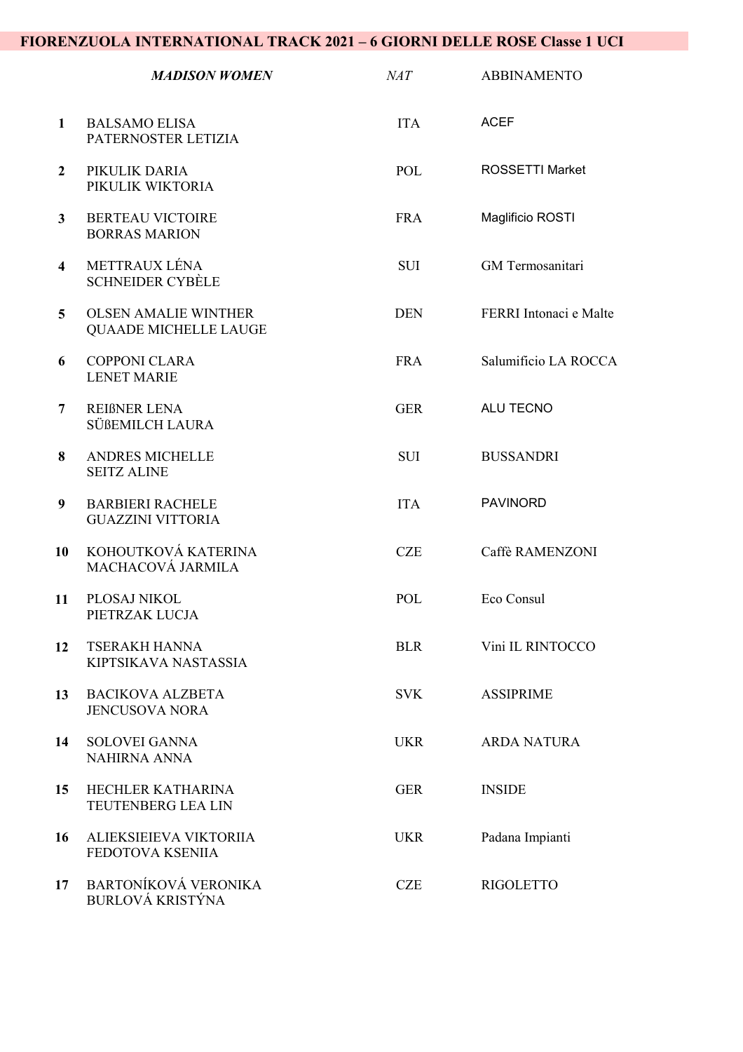**FIORENZUOLA INTERNATIONAL TRACK 2021 – 6 GIORNI DELLE ROSE Classe 1 UCI**

| | ***MADISON WOMEN*** | *NAT* | ABBINAMENTO |
|---|---|---|---|
| **1** | BALSAMO ELISA<br>PATERNOSTER LETIZIA | ITA | ACEF |
| **2** | PIKULIK DARIA<br>PIKULIK WIKTORIA | POL | ROSSETTI Market |
| **3** | BERTEAU VICTOIRE<br>BORRAS MARION | FRA | Maglificio ROSTI |
| **4** | METTRAUX LÉNA<br>SCHNEIDER CYBÈLE | SUI | GM Termosanitari |
| **5** | OLSEN AMALIE WINTHER<br>QUAADE MICHELLE LAUGE | DEN | FERRI Intonaci e Malte |
| **6** | COPPONI CLARA<br>LENET MARIE | FRA | Salumificio LA ROCCA |
| **7** | REIßNER LENA<br>SÜßEMILCH LAURA | GER | ALU TECNO |
| **8** | ANDRES MICHELLE<br>SEITZ ALINE | SUI | BUSSANDRI |
| **9** | BARBIERI RACHELE<br>GUAZZINI VITTORIA | ITA | PAVINORD |
| **10** | KOHOUTKOVÁ KATERINA<br>MACHACOVÁ JARMILA | CZE | Caffè RAMENZONI |
| **11** | PLOSAJ NIKOL<br>PIETRZAK LUCJA | POL | Eco Consul |
| **12** | TSERAKH HANNA<br>KIPTSIKAVA NASTASSIA | BLR | Vini IL RINTOCCO |
| **13** | BACIKOVA ALZBETA<br>JENCUSOVA NORA | SVK | ASSIPRIME |
| **14** | SOLOVEI GANNA<br>NAHIRNA ANNA | UKR | ARDA NATURA |
| **15** | HECHLER KATHARINA<br>TEUTENBERG LEA LIN | GER | INSIDE |
| **16** | ALIEKSIEIEVA VIKTORIIA<br>FEDOTOVA KSENIIA | UKR | Padana Impianti |
| **17** | BARTONÍKOVÁ VERONIKA<br>BURLOVÁ KRISTÝNA | CZE | RIGOLETTO |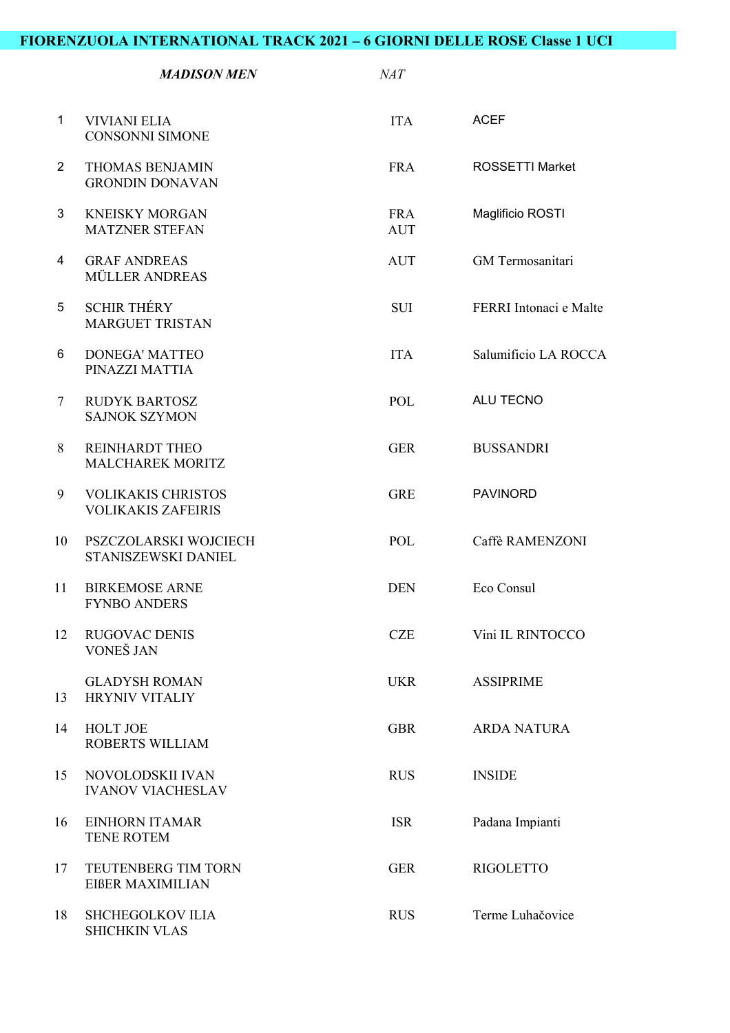# FIORENZUOLA INTERNATIONAL TRACK 2021 – 6 GIORNI DELLE ROSE Classe 1 UCI

| | *MADISON MEN* | *NAT* | |
|---|---|---|---|
| 1 | VIVIANI ELIA<br>CONSONNI SIMONE | ITA | ACEF |
| 2 | THOMAS BENJAMIN<br>GRONDIN DONAVAN | FRA | ROSSETTI Market |
| 3 | KNEISKY MORGAN<br>MATZNER STEFAN | FRA<br>AUT | Maglificio ROSTI |
| 4 | GRAF ANDREAS<br>MÜLLER ANDREAS | AUT | GM Termosanitari |
| 5 | SCHIR THÉRY<br>MARGUET TRISTAN | SUI | FERRI Intonaci e Malte |
| 6 | DONEGA' MATTEO<br>PINAZZI MATTIA | ITA | Salumificio LA ROCCA |
| 7 | RUDYK BARTOSZ<br>SAJNOK SZYMON | POL | ALU TECNO |
| 8 | REINHARDT THEO<br>MALCHAREK MORITZ | GER | BUSSANDRI |
| 9 | VOLIKAKIS CHRISTOS<br>VOLIKAKIS ZAFEIRIS | GRE | PAVINORD |
| 10 | PSZCZOLARSKI WOJCIECH<br>STANISZEWSKI DANIEL | POL | Caffè RAMENZONI |
| 11 | BIRKEMOSE ARNE<br>FYNBO ANDERS | DEN | Eco Consul |
| 12 | RUGOVAC DENIS<br>VONEŠ JAN | CZE | Vini IL RINTOCCO |
| 13 | GLADYSH ROMAN<br>HRYNIV VITALIY | UKR | ASSIPRIME |
| 14 | HOLT JOE<br>ROBERTS WILLIAM | GBR | ARDA NATURA |
| 15 | NOVOLODSKII IVAN<br>IVANOV VIACHESLAV | RUS | INSIDE |
| 16 | EINHORN ITAMAR<br>TENE ROTEM | ISR | Padana Impianti |
| 17 | TEUTENBERG TIM TORN<br>EIßER MAXIMILIAN | GER | RIGOLETTO |
| 18 | SHCHEGOLKOV ILIA<br>SHICHKIN VLAS | RUS | Terme Luhačovice |